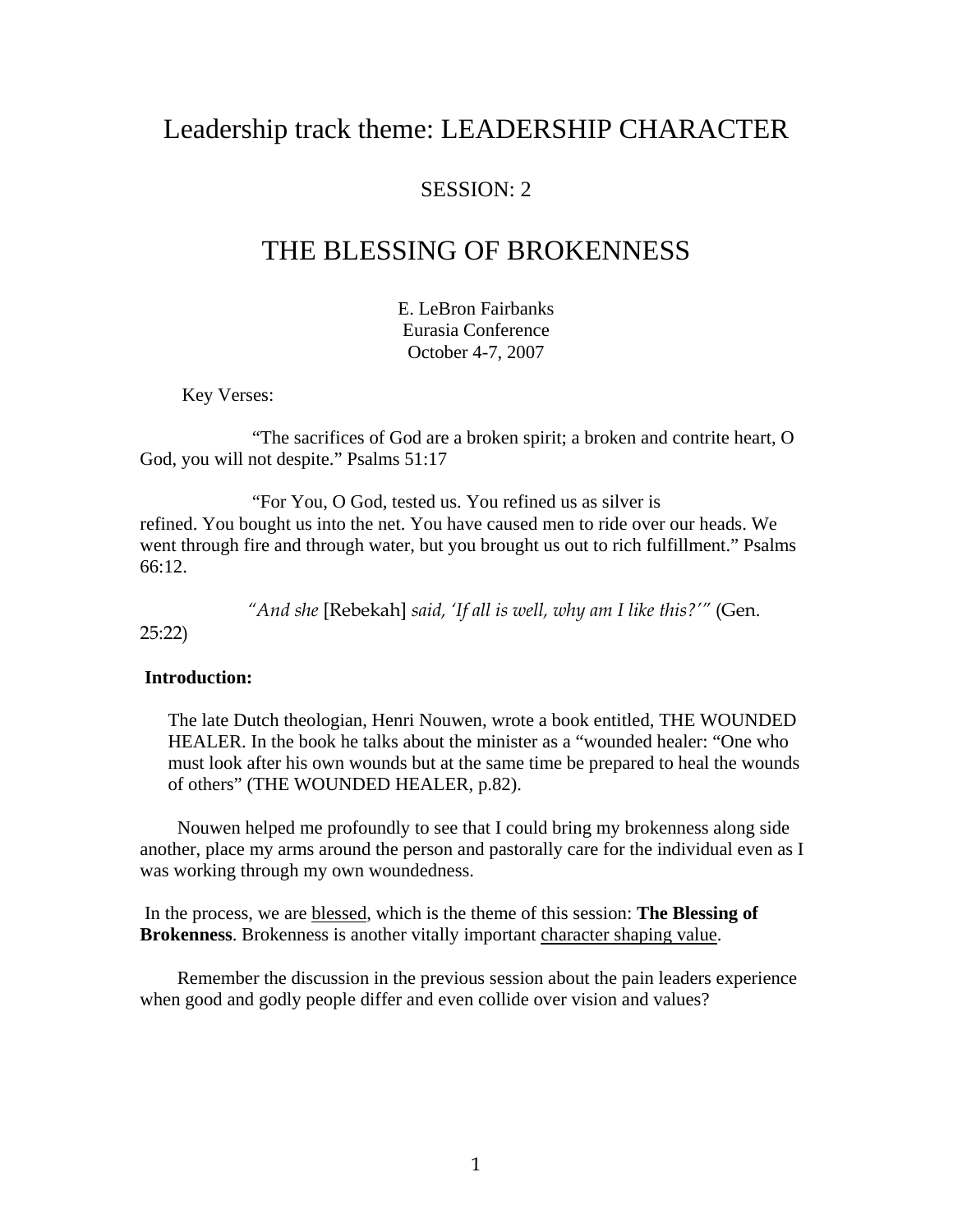# Leadership track theme: LEADERSHIP CHARACTER

SESSION: 2

## THE BLESSING OF BROKENNESS

E. LeBron Fairbanks
Eurasia Conference
October 4-7, 2007

Key Verses:

"The sacrifices of God are a broken spirit; a broken and contrite heart, O God, you will not despite." Psalms 51:17

"For You, O God, tested us. You refined us as silver is refined. You bought us into the net. You have caused men to ride over our heads. We went through fire and through water, but you brought us out to rich fulfillment." Psalms 66:12.

*"And she* [Rebekah] *said, 'If all is well, why am I like this?'"* (Gen. 25:22)

**Introduction:**

The late Dutch theologian, Henri Nouwen, wrote a book entitled, THE WOUNDED HEALER. In the book he talks about the minister as a "wounded healer: "One who must look after his own wounds but at the same time be prepared to heal the wounds of others" (THE WOUNDED HEALER, p.82).

Nouwen helped me profoundly to see that I could bring my brokenness along side another, place my arms around the person and pastorally care for the individual even as I was working through my own woundedness.

In the process, we are <u>blessed</u>, which is the theme of this session: **The Blessing of Brokenness**. Brokenness is another vitally important <u>character shaping value</u>.

Remember the discussion in the previous session about the pain leaders experience when good and godly people differ and even collide over vision and values?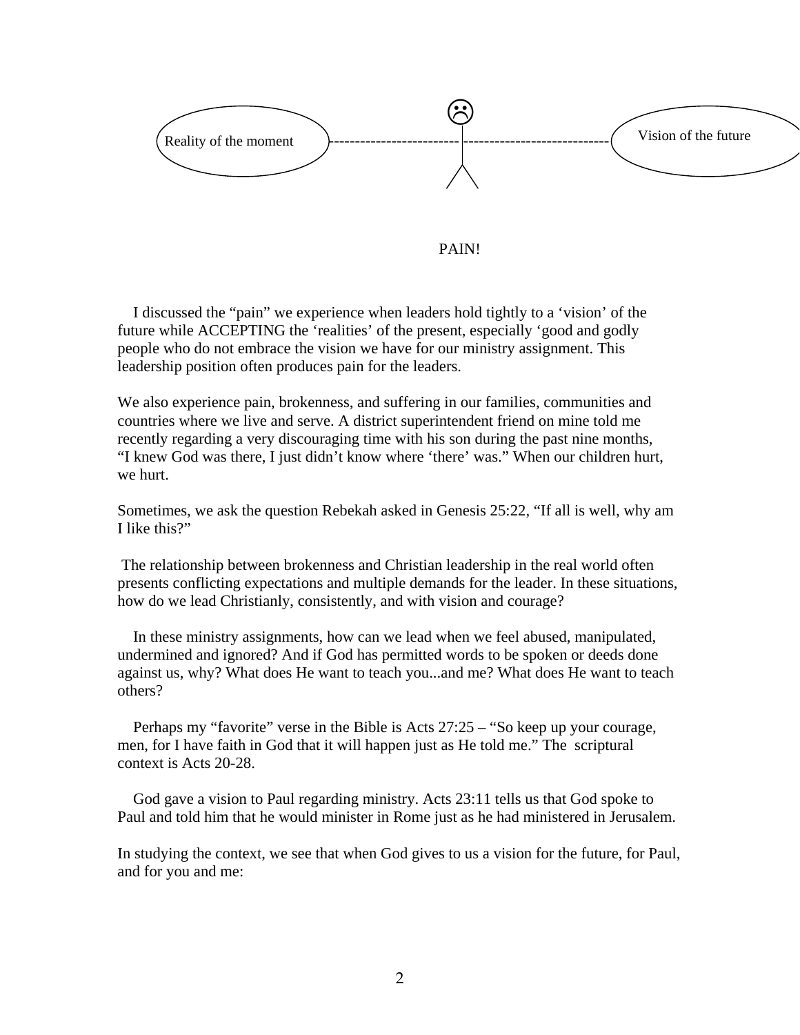Reality of the moment ---------------------------------------------------- Vision of the future

PAIN!

I discussed the "pain" we experience when leaders hold tightly to a 'vision' of the future while ACCEPTING the 'realities' of the present, especially 'good and godly people who do not embrace the vision we have for our ministry assignment. This leadership position often produces pain for the leaders.

We also experience pain, brokenness, and suffering in our families, communities and countries where we live and serve. A district superintendent friend on mine told me recently regarding a very discouraging time with his son during the past nine months, "I knew God was there, I just didn't know where 'there' was." When our children hurt, we hurt.

Sometimes, we ask the question Rebekah asked in Genesis 25:22, "If all is well, why am I like this?"

The relationship between brokenness and Christian leadership in the real world often presents conflicting expectations and multiple demands for the leader. In these situations, how do we lead Christianly, consistently, and with vision and courage?

In these ministry assignments, how can we lead when we feel abused, manipulated, undermined and ignored? And if God has permitted words to be spoken or deeds done against us, why? What does He want to teach you...and me? What does He want to teach others?

Perhaps my "favorite" verse in the Bible is Acts 27:25 – "So keep up your courage, men, for I have faith in God that it will happen just as He told me." The scriptural context is Acts 20-28.

God gave a vision to Paul regarding ministry. Acts 23:11 tells us that God spoke to Paul and told him that he would minister in Rome just as he had ministered in Jerusalem.

In studying the context, we see that when God gives to us a vision for the future, for Paul, and for you and me: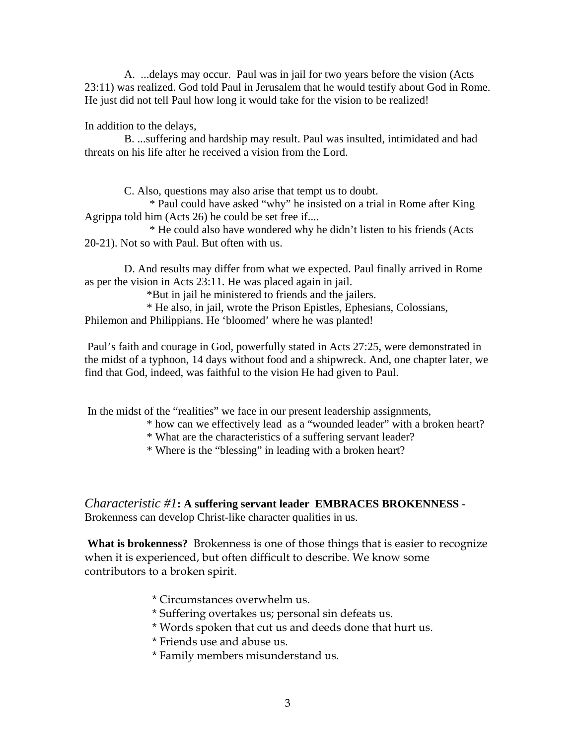A. ...delays may occur. Paul was in jail for two years before the vision (Acts 23:11) was realized. God told Paul in Jerusalem that he would testify about God in Rome. He just did not tell Paul how long it would take for the vision to be realized!

In addition to the delays,

B. ...suffering and hardship may result. Paul was insulted, intimidated and had threats on his life after he received a vision from the Lord.

C. Also, questions may also arise that tempt us to doubt.

* Paul could have asked "why" he insisted on a trial in Rome after King Agrippa told him (Acts 26) he could be set free if....
* He could also have wondered why he didn't listen to his friends (Acts 20-21). Not so with Paul. But often with us.

D. And results may differ from what we expected. Paul finally arrived in Rome as per the vision in Acts 23:11. He was placed again in jail.

* But in jail he ministered to friends and the jailers.
* He also, in jail, wrote the Prison Epistles, Ephesians, Colossians, Philemon and Philippians. He 'bloomed' where he was planted!

Paul's faith and courage in God, powerfully stated in Acts 27:25, were demonstrated in the midst of a typhoon, 14 days without food and a shipwreck. And, one chapter later, we find that God, indeed, was faithful to the vision He had given to Paul.

In the midst of the "realities" we face in our present leadership assignments,

* how can we effectively lead as a "wounded leader" with a broken heart?
* What are the characteristics of a suffering servant leader?
* Where is the "blessing" in leading with a broken heart?

*Characteristic #1*: **A suffering servant leader EMBRACES BROKENNESS** - Brokenness can develop Christ-like character qualities in us.

**What is brokenness?** Brokenness is one of those things that is easier to recognize when it is experienced, but often difficult to describe. We know some contributors to a broken spirit.

* Circumstances overwhelm us.
* Suffering overtakes us; personal sin defeats us.
* Words spoken that cut us and deeds done that hurt us.
* Friends use and abuse us.
* Family members misunderstand us.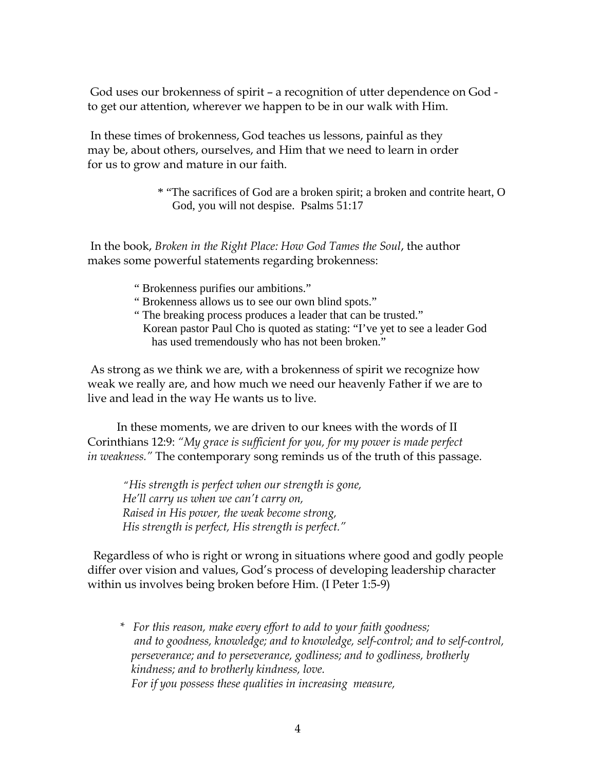God uses our brokenness of spirit – a recognition of utter dependence on God - to get our attention, wherever we happen to be in our walk with Him.

In these times of brokenness, God teaches us lessons, painful as they may be, about others, ourselves, and Him that we need to learn in order for us to grow and mature in our faith.

> * "The sacrifices of God are a broken spirit; a broken and contrite heart, O God, you will not despise. Psalms 51:17

In the book, *Broken in the Right Place: How God Tames the Soul*, the author makes some powerful statements regarding brokenness:

> " Brokenness purifies our ambitions."
> " Brokenness allows us to see our own blind spots."
> " The breaking process produces a leader that can be trusted."
> Korean pastor Paul Cho is quoted as stating: "I've yet to see a leader God has used tremendously who has not been broken."

As strong as we think we are, with a brokenness of spirit we recognize how weak we really are, and how much we need our heavenly Father if we are to live and lead in the way He wants us to live.

In these moments, we are driven to our knees with the words of II Corinthians 12:9: *"My grace is sufficient for you, for my power is made perfect in weakness."* The contemporary song reminds us of the truth of this passage.

> *"His strength is perfect when our strength is gone,*
> *He'll carry us when we can't carry on,*
> *Raised in His power, the weak become strong,*
> *His strength is perfect, His strength is perfect."*

Regardless of who is right or wrong in situations where good and godly people differ over vision and values, God's process of developing leadership character within us involves being broken before Him. (I Peter 1:5-9)

> \* *For this reason, make every effort to add to your faith goodness; and to goodness, knowledge; and to knowledge, self-control; and to self-control, perseverance; and to perseverance, godliness; and to godliness, brotherly kindness; and to brotherly kindness, love.*
> *For if you possess these qualities in increasing measure,*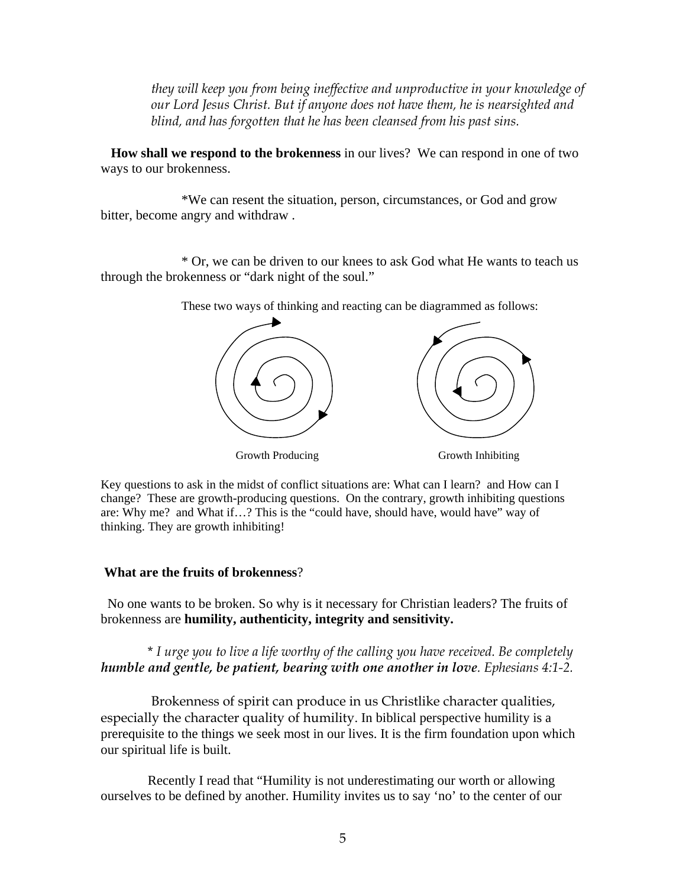*they will keep you from being ineffective and unproductive in your knowledge of our Lord Jesus Christ. But if anyone does not have them, he is nearsighted and blind, and has forgotten that he has been cleansed from his past sins.*

**How shall we respond to the brokenness** in our lives? We can respond in one of two ways to our brokenness.

*We can resent the situation, person, circumstances, or God and grow bitter, become angry and withdraw .

* Or, we can be driven to our knees to ask God what He wants to teach us through the brokenness or "dark night of the soul."

These two ways of thinking and reacting can be diagrammed as follows:

Growth Producing          Growth Inhibiting

Key questions to ask in the midst of conflict situations are: What can I learn? and How can I change? These are growth-producing questions. On the contrary, growth inhibiting questions are: Why me? and What if…? This is the "could have, should have, would have" way of thinking. They are growth inhibiting!

**What are the fruits of brokenness**?

No one wants to be broken. So why is it necessary for Christian leaders? The fruits of brokenness are **humility, authenticity, integrity and sensitivity.**

* *I urge you to live a life worthy of the calling you have received. Be completely **humble and gentle, be patient, bearing with one another in love**. Ephesians 4:1-2.*

Brokenness of spirit can produce in us Christlike character qualities, especially the character quality of humility. In biblical perspective humility is a prerequisite to the things we seek most in our lives. It is the firm foundation upon which our spiritual life is built.

Recently I read that "Humility is not underestimating our worth or allowing ourselves to be defined by another. Humility invites us to say 'no' to the center of our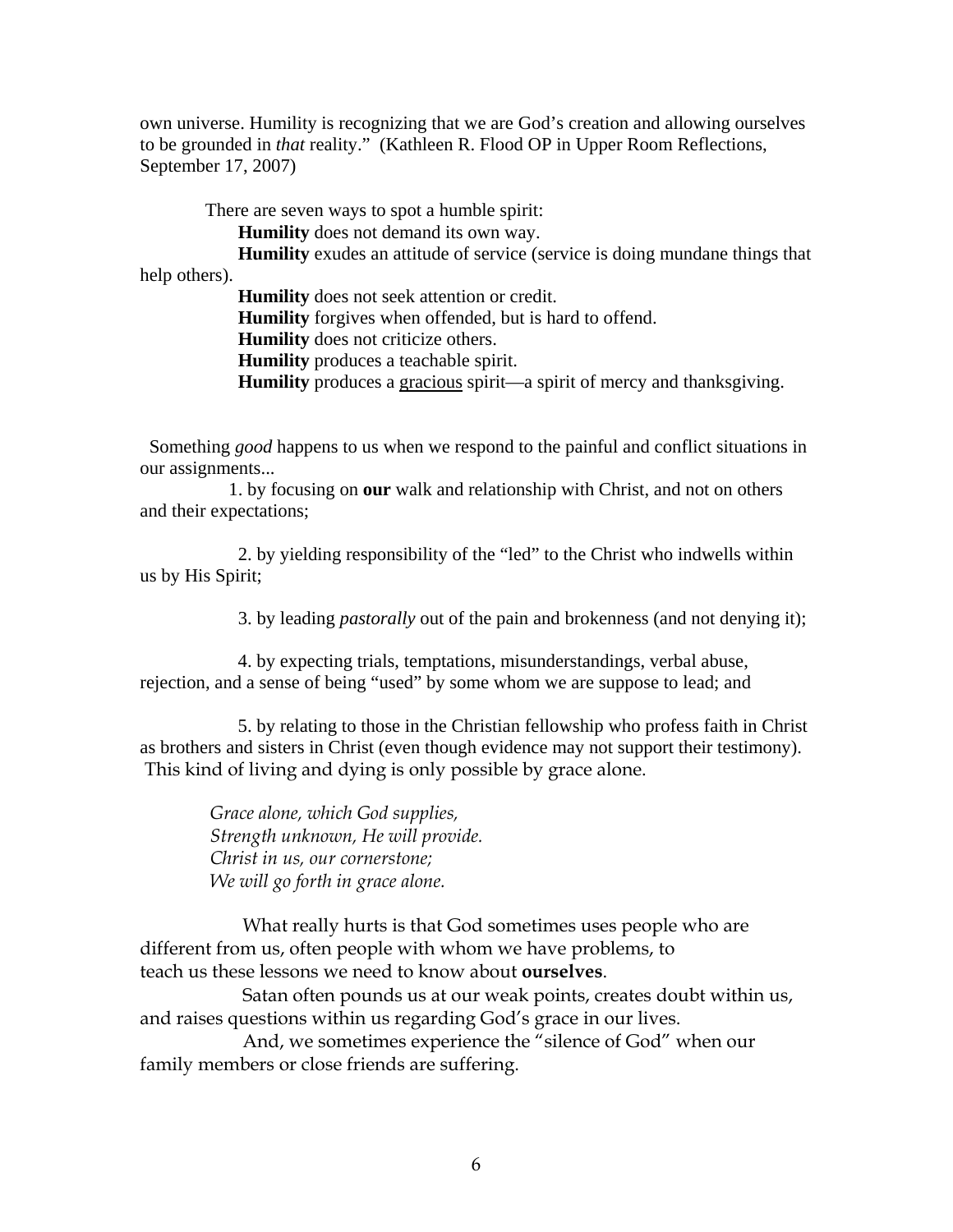own universe. Humility is recognizing that we are God's creation and allowing ourselves to be grounded in *that* reality." (Kathleen R. Flood OP in Upper Room Reflections, September 17, 2007)

There are seven ways to spot a humble spirit:

**Humility** does not demand its own way.

**Humility** exudes an attitude of service (service is doing mundane things that help others).

**Humility** does not seek attention or credit.

**Humility** forgives when offended, but is hard to offend.

**Humility** does not criticize others.

**Humility** produces a teachable spirit.

**Humility** produces a <u>gracious</u> spirit—a spirit of mercy and thanksgiving.

Something *good* happens to us when we respond to the painful and conflict situations in our assignments...

1. by focusing on **our** walk and relationship with Christ, and not on others and their expectations;

2. by yielding responsibility of the "led" to the Christ who indwells within us by His Spirit;

3. by leading *pastorally* out of the pain and brokenness (and not denying it);

4. by expecting trials, temptations, misunderstandings, verbal abuse, rejection, and a sense of being "used" by some whom we are suppose to lead; and

5. by relating to those in the Christian fellowship who profess faith in Christ as brothers and sisters in Christ (even though evidence may not support their testimony).

This kind of living and dying is only possible by grace alone.

*Grace alone, which God supplies,*
*Strength unknown, He will provide.*
*Christ in us, our cornerstone;*
*We will go forth in grace alone.*

What really hurts is that God sometimes uses people who are different from us, often people with whom we have problems, to teach us these lessons we need to know about **ourselves**.

Satan often pounds us at our weak points, creates doubt within us, and raises questions within us regarding God's grace in our lives.

And, we sometimes experience the "silence of God" when our family members or close friends are suffering.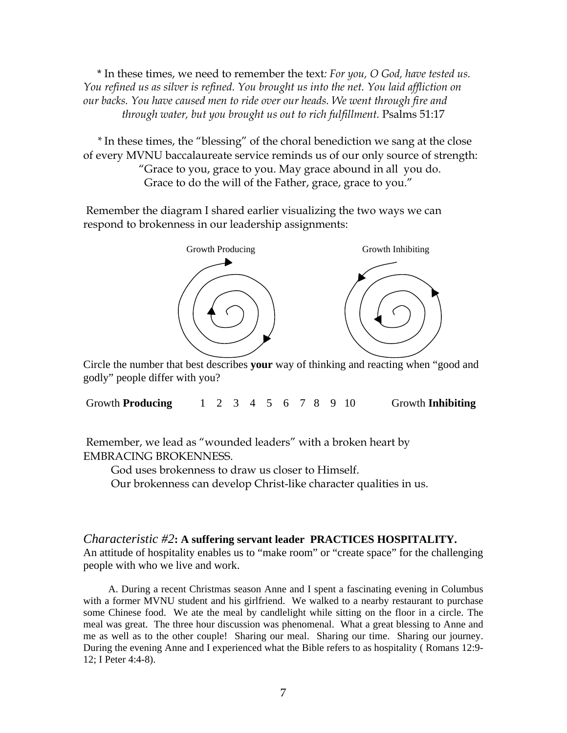\* In these times, we need to remember the text*: For you, O God, have tested us. You refined us as silver is refined. You brought us into the net. You laid affliction on our backs. You have caused men to ride over our heads. We went through fire and through water, but you brought us out to rich fulfillment.* Psalms 51:17

\* In these times, the "blessing" of the choral benediction we sang at the close of every MVNU baccalaureate service reminds us of our only source of strength:

"Grace to you, grace to you. May grace abound in all you do.
Grace to do the will of the Father, grace, grace to you."

Remember the diagram I shared earlier visualizing the two ways we can respond to brokenness in our leadership assignments:

Growth Producing        Growth Inhibiting

Circle the number that best describes **your** way of thinking and reacting when "good and godly" people differ with you?

Growth **Producing**    1 2 3 4 5 6 7 8 9 10    Growth **Inhibiting**

Remember, we lead as "wounded leaders" with a broken heart by EMBRACING BROKENNESS.

God uses brokenness to draw us closer to Himself.

Our brokenness can develop Christ-like character qualities in us.

*Characteristic #2***: A suffering servant leader PRACTICES HOSPITALITY.**
An attitude of hospitality enables us to "make room" or "create space" for the challenging people with who we live and work.

A. During a recent Christmas season Anne and I spent a fascinating evening in Columbus with a former MVNU student and his girlfriend. We walked to a nearby restaurant to purchase some Chinese food. We ate the meal by candlelight while sitting on the floor in a circle. The meal was great. The three hour discussion was phenomenal. What a great blessing to Anne and me as well as to the other couple! Sharing our meal. Sharing our time. Sharing our journey. During the evening Anne and I experienced what the Bible refers to as hospitality ( Romans 12:9-12; I Peter 4:4-8).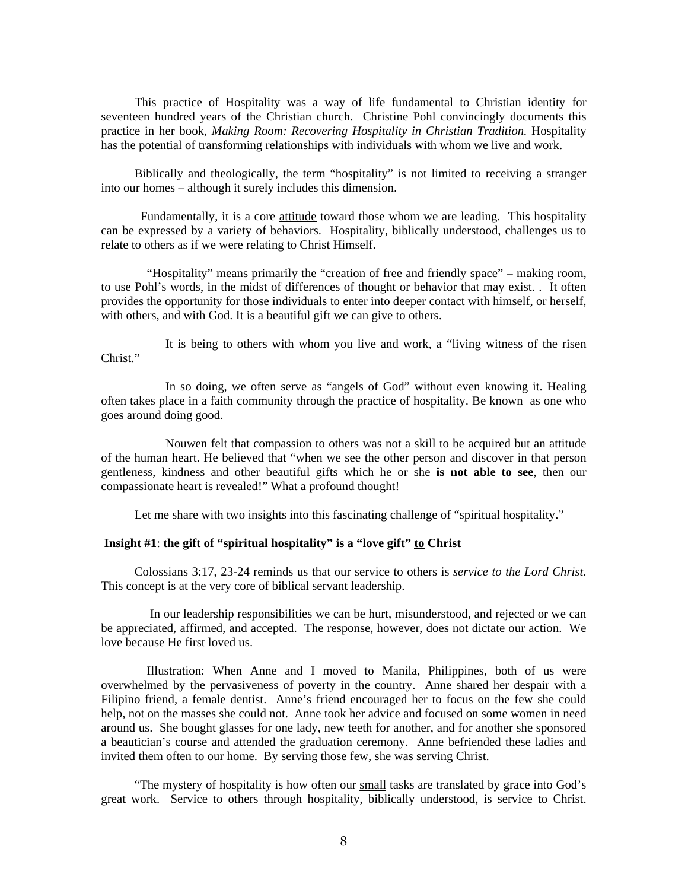This practice of Hospitality was a way of life fundamental to Christian identity for seventeen hundred years of the Christian church. Christine Pohl convincingly documents this practice in her book, *Making Room: Recovering Hospitality in Christian Tradition.* Hospitality has the potential of transforming relationships with individuals with whom we live and work.

Biblically and theologically, the term "hospitality" is not limited to receiving a stranger into our homes – although it surely includes this dimension.

Fundamentally, it is a core <u>attitude</u> toward those whom we are leading. This hospitality can be expressed by a variety of behaviors. Hospitality, biblically understood, challenges us to relate to others <u>as</u> <u>if</u> we were relating to Christ Himself.

"Hospitality" means primarily the "creation of free and friendly space" – making room, to use Pohl's words, in the midst of differences of thought or behavior that may exist. . It often provides the opportunity for those individuals to enter into deeper contact with himself, or herself, with others, and with God. It is a beautiful gift we can give to others.

It is being to others with whom you live and work, a "living witness of the risen Christ."

In so doing, we often serve as "angels of God" without even knowing it. Healing often takes place in a faith community through the practice of hospitality. Be known as one who goes around doing good.

Nouwen felt that compassion to others was not a skill to be acquired but an attitude of the human heart. He believed that "when we see the other person and discover in that person gentleness, kindness and other beautiful gifts which he or she **is not able to see**, then our compassionate heart is revealed!" What a profound thought!

Let me share with two insights into this fascinating challenge of "spiritual hospitality."

**Insight #1**: **the gift of "spiritual hospitality" is a "love gift" <u>to</u> Christ**

Colossians 3:17, 23-24 reminds us that our service to others is *service to the Lord Christ*. This concept is at the very core of biblical servant leadership.

In our leadership responsibilities we can be hurt, misunderstood, and rejected or we can be appreciated, affirmed, and accepted. The response, however, does not dictate our action. We love because He first loved us.

Illustration: When Anne and I moved to Manila, Philippines, both of us were overwhelmed by the pervasiveness of poverty in the country. Anne shared her despair with a Filipino friend, a female dentist. Anne's friend encouraged her to focus on the few she could help, not on the masses she could not. Anne took her advice and focused on some women in need around us. She bought glasses for one lady, new teeth for another, and for another she sponsored a beautician's course and attended the graduation ceremony. Anne befriended these ladies and invited them often to our home. By serving those few, she was serving Christ.

"The mystery of hospitality is how often our <u>small</u> tasks are translated by grace into God's great work. Service to others through hospitality, biblically understood, is service to Christ.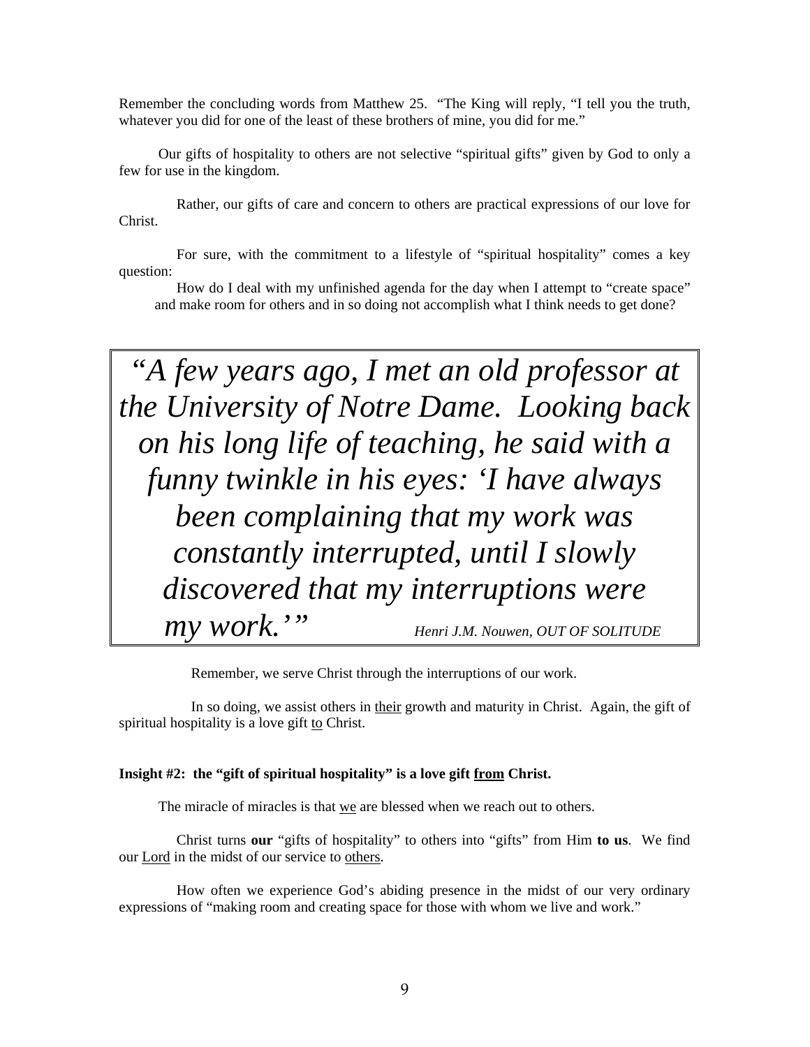Remember the concluding words from Matthew 25. "The King will reply, "I tell you the truth, whatever you did for one of the least of these brothers of mine, you did for me."

Our gifts of hospitality to others are not selective "spiritual gifts" given by God to only a few for use in the kingdom.

Rather, our gifts of care and concern to others are practical expressions of our love for Christ.

For sure, with the commitment to a lifestyle of "spiritual hospitality" comes a key question:

How do I deal with my unfinished agenda for the day when I attempt to "create space" and make room for others and in so doing not accomplish what I think needs to get done?

> *"A few years ago, I met an old professor at the University of Notre Dame. Looking back on his long life of teaching, he said with a funny twinkle in his eyes: 'I have always been complaining that my work was constantly interrupted, until I slowly discovered that my interruptions were my work.'"* *Henri J.M. Nouwen, OUT OF SOLITUDE*

Remember, we serve Christ through the interruptions of our work.

In so doing, we assist others in <u>their</u> growth and maturity in Christ. Again, the gift of spiritual hospitality is a love gift <u>to</u> Christ.

**Insight #2: the "gift of spiritual hospitality" is a love gift <u>from</u> Christ.**

The miracle of miracles is that <u>we</u> are blessed when we reach out to others.

Christ turns **our** "gifts of hospitality" to others into "gifts" from Him **to us**. We find our <u>Lord</u> in the midst of our service to <u>others</u>.

How often we experience God's abiding presence in the midst of our very ordinary expressions of "making room and creating space for those with whom we live and work."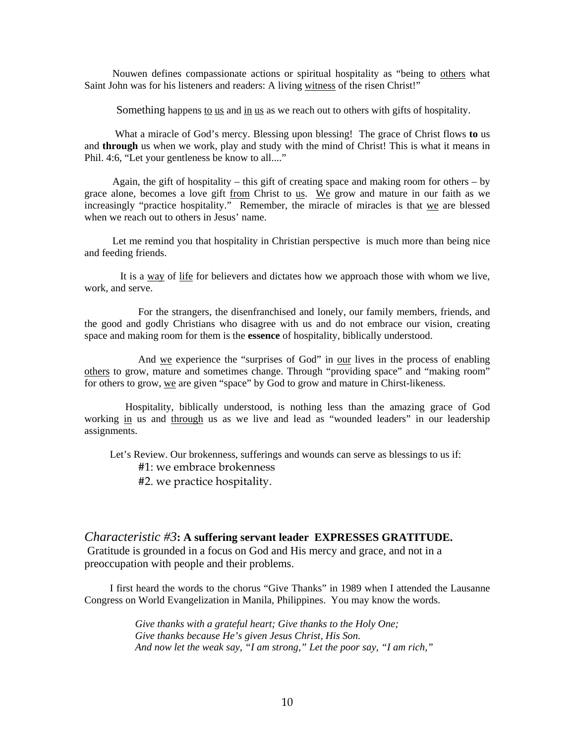Nouwen defines compassionate actions or spiritual hospitality as "being to <u>others</u> what Saint John was for his listeners and readers: A living <u>witness</u> of the risen Christ!"

Something happens <u>to</u> <u>us</u> and <u>in</u> <u>us</u> as we reach out to others with gifts of hospitality.

What a miracle of God's mercy. Blessing upon blessing! The grace of Christ flows **to** us and **through** us when we work, play and study with the mind of Christ! This is what it means in Phil. 4:6, "Let your gentleness be know to all...."

Again, the gift of hospitality – this gift of creating space and making room for others – by grace alone, becomes a love gift <u>from</u> Christ to <u>us</u>. <u>We</u> grow and mature in our faith as we increasingly "practice hospitality." Remember, the miracle of miracles is that <u>we</u> are blessed when we reach out to others in Jesus' name.

Let me remind you that hospitality in Christian perspective is much more than being nice and feeding friends.

It is a <u>way</u> of <u>life</u> for believers and dictates how we approach those with whom we live, work, and serve.

For the strangers, the disenfranchised and lonely, our family members, friends, and the good and godly Christians who disagree with us and do not embrace our vision, creating space and making room for them is the **essence** of hospitality, biblically understood.

And <u>we</u> experience the "surprises of God" in <u>our</u> lives in the process of enabling <u>others</u> to grow, mature and sometimes change. Through "providing space" and "making room" for others to grow, <u>we</u> are given "space" by God to grow and mature in Chirst-likeness.

Hospitality, biblically understood, is nothing less than the amazing grace of God working <u>in</u> us and <u>through</u> us as we live and lead as "wounded leaders" in our leadership assignments.

Let's Review. Our brokenness, sufferings and wounds can serve as blessings to us if:

#1: we embrace brokenness
#2. we practice hospitality.

*Characteristic #3***: A suffering servant leader EXPRESSES GRATITUDE.**
Gratitude is grounded in a focus on God and His mercy and grace, and not in a preoccupation with people and their problems.

I first heard the words to the chorus "Give Thanks" in 1989 when I attended the Lausanne Congress on World Evangelization in Manila, Philippines. You may know the words.

> *Give thanks with a grateful heart; Give thanks to the Holy One;*
> *Give thanks because He's given Jesus Christ, His Son.*
> *And now let the weak say, "I am strong," Let the poor say, "I am rich,"*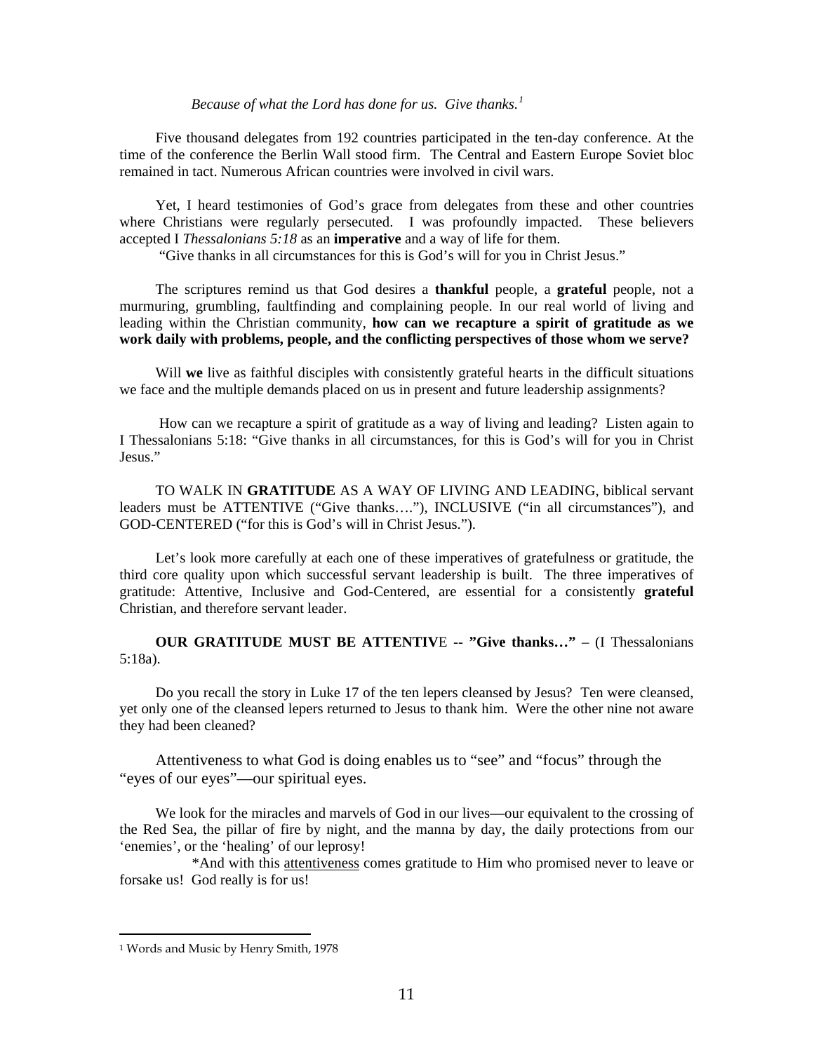*Because of what the Lord has done for us. Give thanks.*[1]

Five thousand delegates from 192 countries participated in the ten-day conference. At the time of the conference the Berlin Wall stood firm. The Central and Eastern Europe Soviet bloc remained in tact. Numerous African countries were involved in civil wars.

Yet, I heard testimonies of God's grace from delegates from these and other countries where Christians were regularly persecuted. I was profoundly impacted. These believers accepted I *Thessalonians 5:18* as an **imperative** and a way of life for them.

"Give thanks in all circumstances for this is God's will for you in Christ Jesus."

The scriptures remind us that God desires a **thankful** people, a **grateful** people, not a murmuring, grumbling, faultfinding and complaining people. In our real world of living and leading within the Christian community, **how can we recapture a spirit of gratitude as we work daily with problems, people, and the conflicting perspectives of those whom we serve?**

Will **we** live as faithful disciples with consistently grateful hearts in the difficult situations we face and the multiple demands placed on us in present and future leadership assignments?

How can we recapture a spirit of gratitude as a way of living and leading? Listen again to I Thessalonians 5:18: "Give thanks in all circumstances, for this is God's will for you in Christ Jesus."

TO WALK IN **GRATITUDE** AS A WAY OF LIVING AND LEADING, biblical servant leaders must be ATTENTIVE ("Give thanks…."), INCLUSIVE ("in all circumstances"), and GOD-CENTERED ("for this is God's will in Christ Jesus.").

Let's look more carefully at each one of these imperatives of gratefulness or gratitude, the third core quality upon which successful servant leadership is built. The three imperatives of gratitude: Attentive, Inclusive and God-Centered, are essential for a consistently **grateful** Christian, and therefore servant leader.

**OUR GRATITUDE MUST BE ATTENTIVE -- "Give thanks…"** – (I Thessalonians 5:18a).

Do you recall the story in Luke 17 of the ten lepers cleansed by Jesus? Ten were cleansed, yet only one of the cleansed lepers returned to Jesus to thank him. Were the other nine not aware they had been cleaned?

Attentiveness to what God is doing enables us to "see" and "focus" through the "eyes of our eyes"—our spiritual eyes.

We look for the miracles and marvels of God in our lives—our equivalent to the crossing of the Red Sea, the pillar of fire by night, and the manna by day, the daily protections from our 'enemies', or the 'healing' of our leprosy!

*And with this <u>attentiveness</u> comes gratitude to Him who promised never to leave or forsake us! God really is for us!

[1] Words and Music by Henry Smith, 1978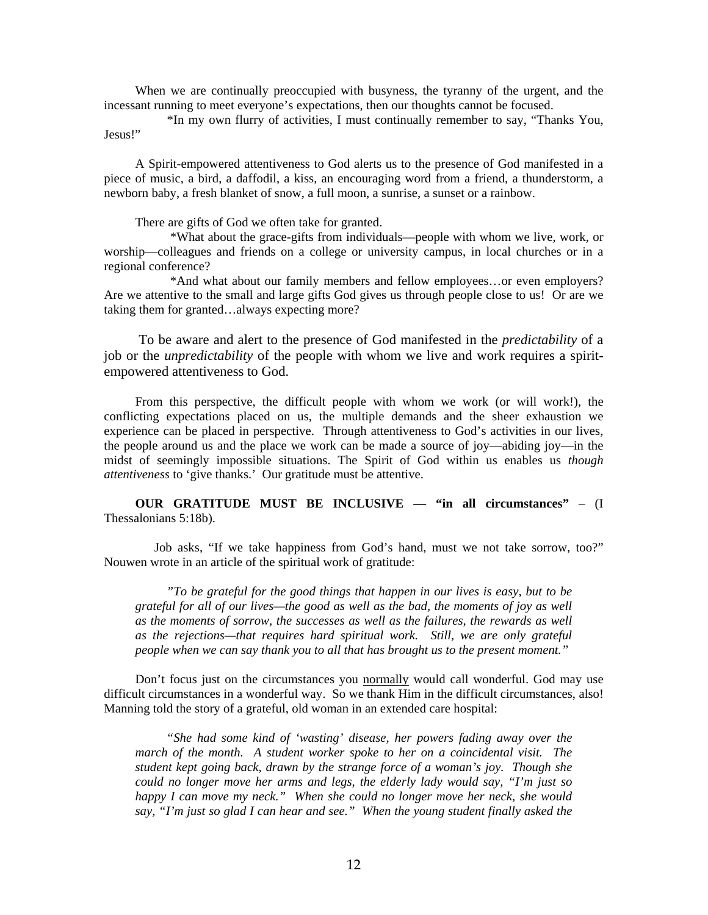When we are continually preoccupied with busyness, the tyranny of the urgent, and the incessant running to meet everyone's expectations, then our thoughts cannot be focused.

*In my own flurry of activities, I must continually remember to say, "Thanks You, Jesus!"

A Spirit-empowered attentiveness to God alerts us to the presence of God manifested in a piece of music, a bird, a daffodil, a kiss, an encouraging word from a friend, a thunderstorm, a newborn baby, a fresh blanket of snow, a full moon, a sunrise, a sunset or a rainbow.

There are gifts of God we often take for granted.

*What about the grace-gifts from individuals—people with whom we live, work, or worship—colleagues and friends on a college or university campus, in local churches or in a regional conference?

*And what about our family members and fellow employees…or even employers? Are we attentive to the small and large gifts God gives us through people close to us! Or are we taking them for granted…always expecting more?

To be aware and alert to the presence of God manifested in the *predictability* of a job or the *unpredictability* of the people with whom we live and work requires a spirit-empowered attentiveness to God.

From this perspective, the difficult people with whom we work (or will work!), the conflicting expectations placed on us, the multiple demands and the sheer exhaustion we experience can be placed in perspective. Through attentiveness to God's activities in our lives, the people around us and the place we work can be made a source of joy—abiding joy—in the midst of seemingly impossible situations. The Spirit of God within us enables us *though attentiveness* to 'give thanks.' Our gratitude must be attentive.

**OUR GRATITUDE MUST BE INCLUSIVE — "in all circumstances"** – (I Thessalonians 5:18b).

Job asks, "If we take happiness from God's hand, must we not take sorrow, too?" Nouwen wrote in an article of the spiritual work of gratitude:

> *"To be grateful for the good things that happen in our lives is easy, but to be grateful for all of our lives—the good as well as the bad, the moments of joy as well as the moments of sorrow, the successes as well as the failures, the rewards as well as the rejections—that requires hard spiritual work. Still, we are only grateful people when we can say thank you to all that has brought us to the present moment."*

Don't focus just on the circumstances you <u>normally</u> would call wonderful. God may use difficult circumstances in a wonderful way. So we thank Him in the difficult circumstances, also! Manning told the story of a grateful, old woman in an extended care hospital:

> *"She had some kind of 'wasting' disease, her powers fading away over the march of the month. A student worker spoke to her on a coincidental visit. The student kept going back, drawn by the strange force of a woman's joy. Though she could no longer move her arms and legs, the elderly lady would say, "I'm just so happy I can move my neck." When she could no longer move her neck, she would say, "I'm just so glad I can hear and see." When the young student finally asked the*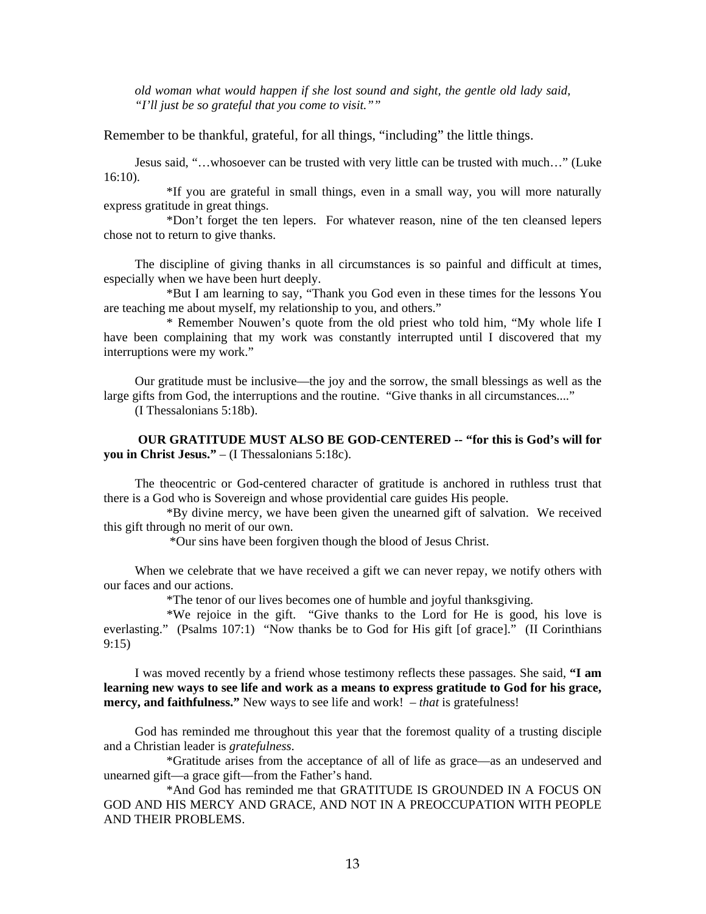*old woman what would happen if she lost sound and sight, the gentle old lady said, "I'll just be so grateful that you come to visit.""*

Remember to be thankful, grateful, for all things, "including" the little things.

Jesus said, "…whosoever can be trusted with very little can be trusted with much…" (Luke 16:10).

*If you are grateful in small things, even in a small way, you will more naturally express gratitude in great things.

*Don't forget the ten lepers. For whatever reason, nine of the ten cleansed lepers chose not to return to give thanks.

The discipline of giving thanks in all circumstances is so painful and difficult at times, especially when we have been hurt deeply.

*But I am learning to say, "Thank you God even in these times for the lessons You are teaching me about myself, my relationship to you, and others."

* Remember Nouwen's quote from the old priest who told him, "My whole life I have been complaining that my work was constantly interrupted until I discovered that my interruptions were my work."

Our gratitude must be inclusive—the joy and the sorrow, the small blessings as well as the large gifts from God, the interruptions and the routine. "Give thanks in all circumstances...." (I Thessalonians 5:18b).

**OUR GRATITUDE MUST ALSO BE GOD-CENTERED -- "for this is God's will for you in Christ Jesus."** – (I Thessalonians 5:18c).

The theocentric or God-centered character of gratitude is anchored in ruthless trust that there is a God who is Sovereign and whose providential care guides His people.

*By divine mercy, we have been given the unearned gift of salvation. We received this gift through no merit of our own.

*Our sins have been forgiven though the blood of Jesus Christ.

When we celebrate that we have received a gift we can never repay, we notify others with our faces and our actions.

*The tenor of our lives becomes one of humble and joyful thanksgiving.

*We rejoice in the gift. "Give thanks to the Lord for He is good, his love is everlasting." (Psalms 107:1) "Now thanks be to God for His gift [of grace]." (II Corinthians 9:15)

I was moved recently by a friend whose testimony reflects these passages. She said, **"I am learning new ways to see life and work as a means to express gratitude to God for his grace, mercy, and faithfulness."** New ways to see life and work! – *that* is gratefulness!

God has reminded me throughout this year that the foremost quality of a trusting disciple and a Christian leader is *gratefulness*.

*Gratitude arises from the acceptance of all of life as grace—as an undeserved and unearned gift—a grace gift—from the Father's hand.

*And God has reminded me that GRATITUDE IS GROUNDED IN A FOCUS ON GOD AND HIS MERCY AND GRACE, AND NOT IN A PREOCCUPATION WITH PEOPLE AND THEIR PROBLEMS.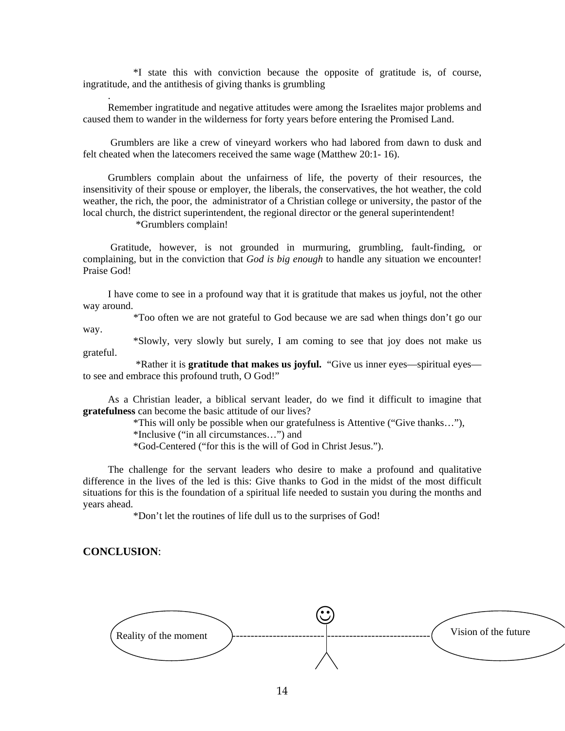*I state this with conviction because the opposite of gratitude is, of course, ingratitude, and the antithesis of giving thanks is grumbling

.

Remember ingratitude and negative attitudes were among the Israelites major problems and caused them to wander in the wilderness for forty years before entering the Promised Land.

Grumblers are like a crew of vineyard workers who had labored from dawn to dusk and felt cheated when the latecomers received the same wage (Matthew 20:1- 16).

Grumblers complain about the unfairness of life, the poverty of their resources, the insensitivity of their spouse or employer, the liberals, the conservatives, the hot weather, the cold weather, the rich, the poor, the administrator of a Christian college or university, the pastor of the local church, the district superintendent, the regional director or the general superintendent!

*Grumblers complain!

Gratitude, however, is not grounded in murmuring, grumbling, fault-finding, or complaining, but in the conviction that *God is big enough* to handle any situation we encounter! Praise God!

I have come to see in a profound way that it is gratitude that makes us joyful, not the other way around.

*Too often we are not grateful to God because we are sad when things don't go our way.

*Slowly, very slowly but surely, I am coming to see that joy does not make us grateful.

*Rather it is **gratitude that makes us joyful.** "Give us inner eyes—spiritual eyes—to see and embrace this profound truth, O God!"

As a Christian leader, a biblical servant leader, do we find it difficult to imagine that **gratefulness** can become the basic attitude of our lives?

*This will only be possible when our gratefulness is Attentive ("Give thanks…"),

*Inclusive ("in all circumstances…") and

*God-Centered ("for this is the will of God in Christ Jesus.").

The challenge for the servant leaders who desire to make a profound and qualitative difference in the lives of the led is this: Give thanks to God in the midst of the most difficult situations for this is the foundation of a spiritual life needed to sustain you during the months and years ahead.

*Don't let the routines of life dull us to the surprises of God!

**CONCLUSION**:

Reality of the moment ------------------------- ☺ ------------------------- Vision of the future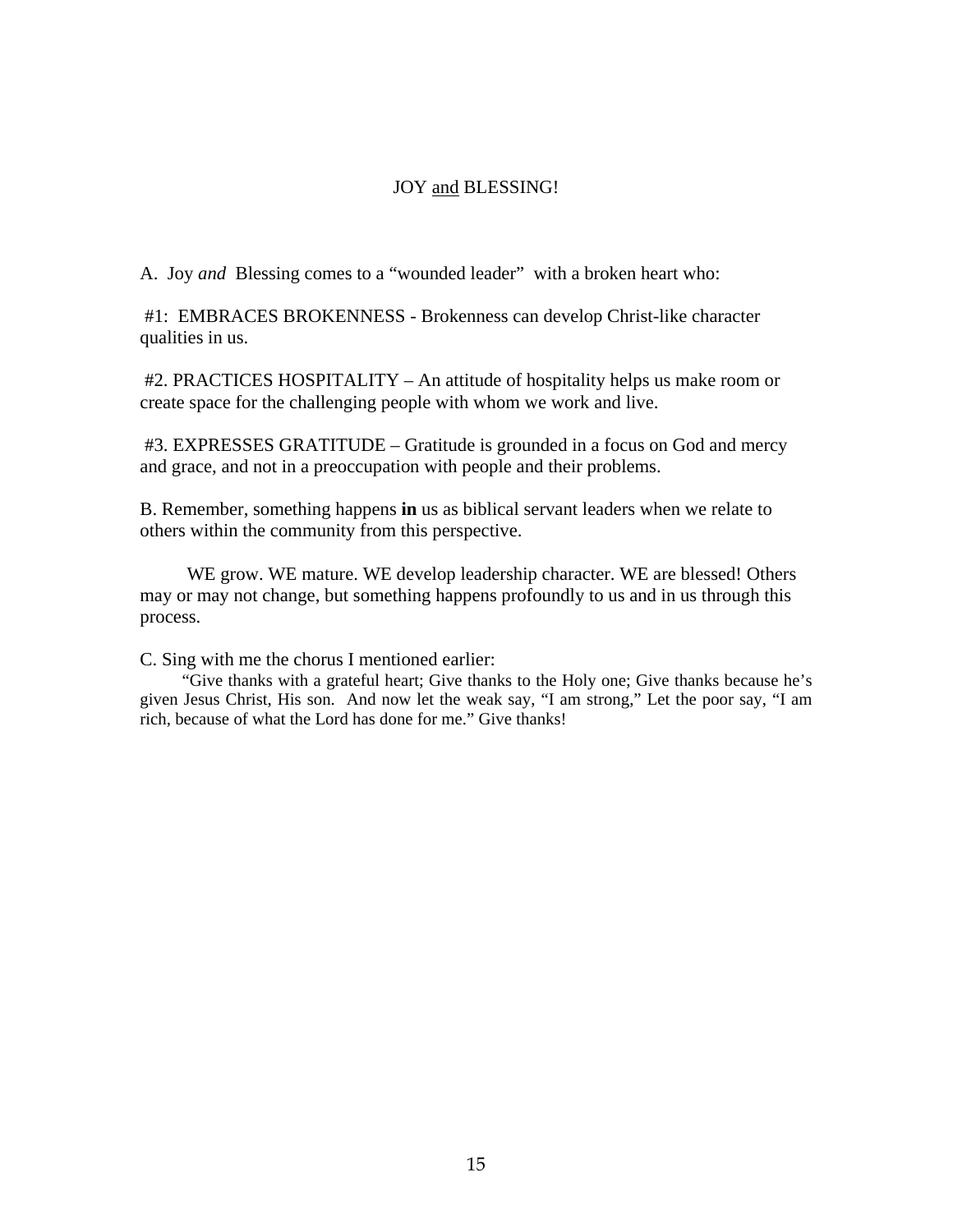# JOY <u>and</u> BLESSING!

A. Joy *and* Blessing comes to a "wounded leader" with a broken heart who:

#1: EMBRACES BROKENNESS - Brokenness can develop Christ-like character qualities in us.

#2. PRACTICES HOSPITALITY – An attitude of hospitality helps us make room or create space for the challenging people with whom we work and live.

#3. EXPRESSES GRATITUDE – Gratitude is grounded in a focus on God and mercy and grace, and not in a preoccupation with people and their problems.

B. Remember, something happens **in** us as biblical servant leaders when we relate to others within the community from this perspective.

WE grow. WE mature. WE develop leadership character. WE are blessed! Others may or may not change, but something happens profoundly to us and in us through this process.

C. Sing with me the chorus I mentioned earlier:

"Give thanks with a grateful heart; Give thanks to the Holy one; Give thanks because he's given Jesus Christ, His son. And now let the weak say, "I am strong," Let the poor say, "I am rich, because of what the Lord has done for me." Give thanks!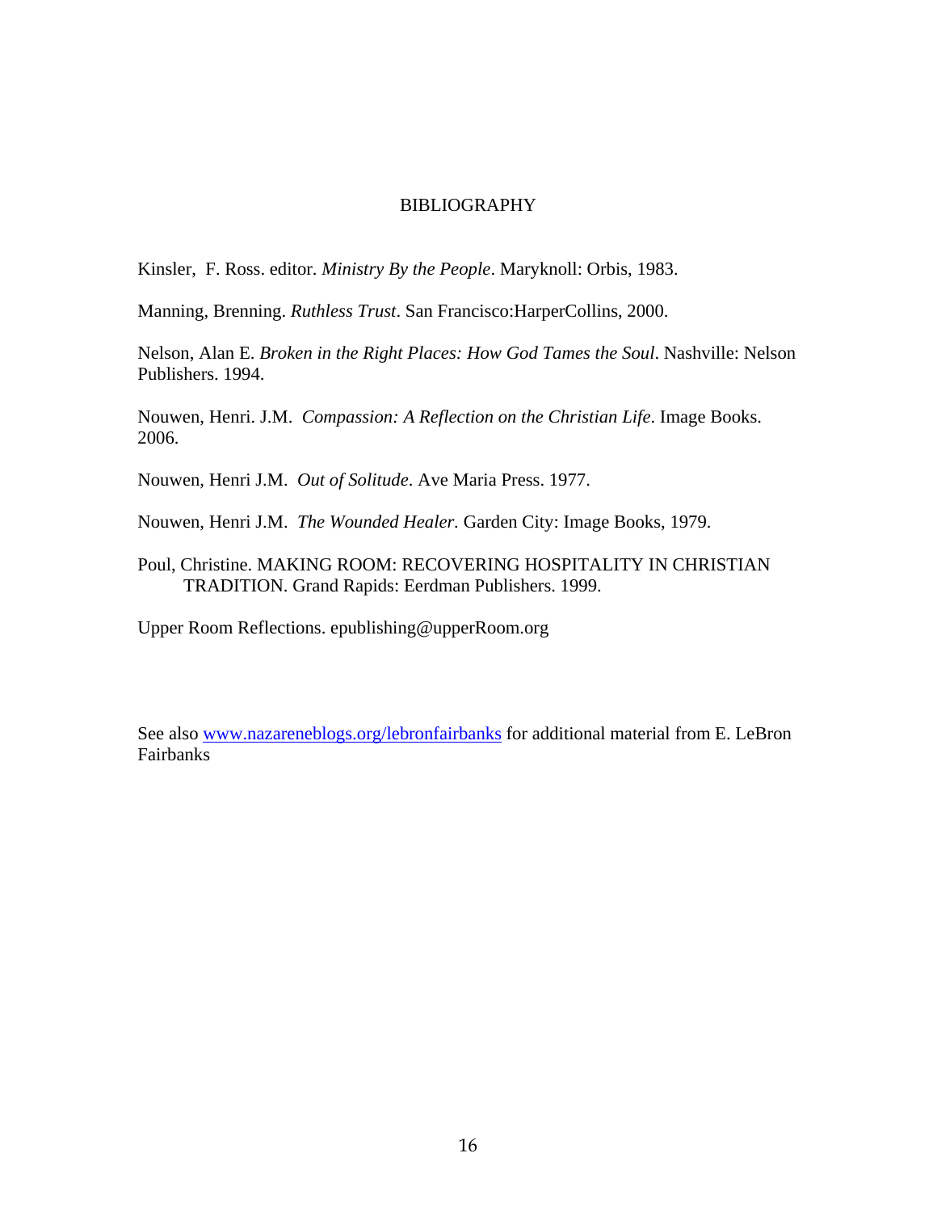# BIBLIOGRAPHY

Kinsler, F. Ross. editor. *Ministry By the People*. Maryknoll: Orbis, 1983.

Manning, Brenning. *Ruthless Trust*. San Francisco:HarperCollins, 2000.

Nelson, Alan E. *Broken in the Right Places: How God Tames the Soul*. Nashville: Nelson Publishers. 1994.

Nouwen, Henri. J.M. *Compassion: A Reflection on the Christian Life*. Image Books. 2006.

Nouwen, Henri J.M. *Out of Solitude*. Ave Maria Press. 1977.

Nouwen, Henri J.M. *The Wounded Healer*. Garden City: Image Books, 1979.

Poul, Christine. MAKING ROOM: RECOVERING HOSPITALITY IN CHRISTIAN TRADITION. Grand Rapids: Eerdman Publishers. 1999.

Upper Room Reflections. epublishing@upperRoom.org

See also www.nazareneblogs.org/lebronfairbanks for additional material from E. LeBron Fairbanks